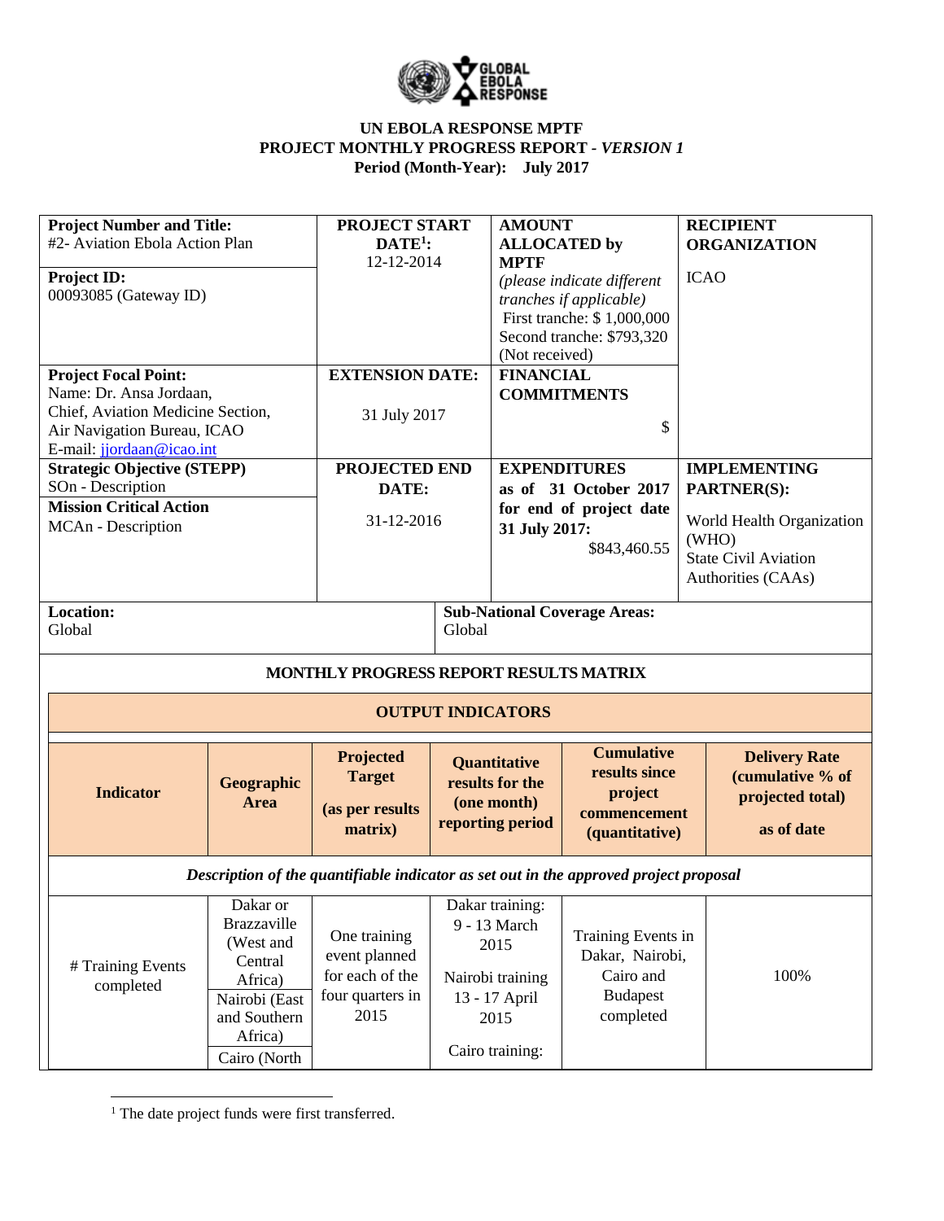# UN EBOLA RESPONSE MPTF
## PROJECT MONTHLY PROGRESS REPORT - *VERSION 1*
### Period (Month-Year): July 2017

| **Project Number and Title:** #2- Aviation Ebola Action Plan<br><br>**Project ID:** 00093085 (Gateway ID) | **PROJECT START DATE[1]:** 12-12-2014 | **AMOUNT ALLOCATED by MPTF** *(please indicate different tranches if applicable)* First tranche: $ 1,000,000 Second tranche: $793,320 (Not received) | **RECIPIENT ORGANIZATION**<br><br>ICAO |
|---|---|---|---|
| **Project Focal Point:** Name: Dr. Ansa Jordaan, Chief, Aviation Medicine Section, Air Navigation Bureau, ICAO E-mail: jjordaan@icao.int | **EXTENSION DATE:**<br><br>31 July 2017 | **FINANCIAL COMMITMENTS**<br><br>$ | |
| **Strategic Objective (STEPP)** SOn - Description<br><br>**Mission Critical Action** MCAn - Description | **PROJECTED END DATE:**<br><br>31-12-2016 | **EXPENDITURES as of 31 October 2017 for end of project date 31 July 2017:** $843,460.55 | **IMPLEMENTING PARTNER(S):**<br><br>World Health Organization (WHO) State Civil Aviation Authorities (CAAs) |
| **Location:** Global | | **Sub-National Coverage Areas:** Global | |

**MONTHLY PROGRESS REPORT RESULTS MATRIX**

**OUTPUT INDICATORS**

| Indicator | Geographic Area | Projected Target (as per results matrix) | Quantitative results for the (one month) reporting period | Cumulative results since project commencement (quantitative) | Delivery Rate (cumulative % of projected total) as of date |
|---|---|---|---|---|---|
| *Description of the quantifiable indicator as set out in the approved project proposal* | | | | | |
| # Training Events completed | Dakar or Brazzaville (West and Central Africa)<br>Nairobi (East and Southern Africa)<br>Cairo (North | One training event planned for each of the four quarters in 2015 | Dakar training: 9 - 13 March 2015<br><br>Nairobi training 13 - 17 April 2015<br><br>Cairo training: | Training Events in Dakar, Nairobi, Cairo and Budapest completed | 100% |

[1] The date project funds were first transferred.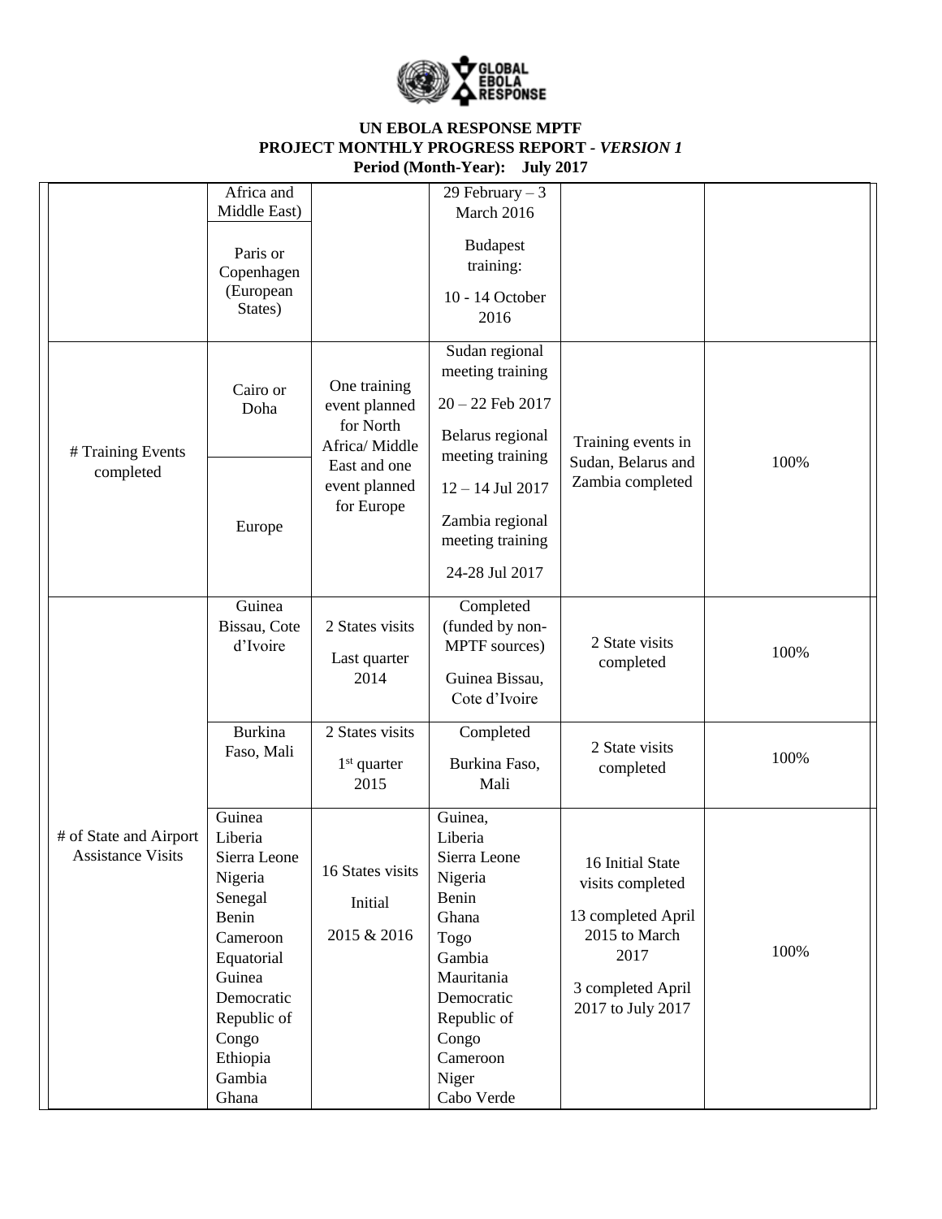**UN EBOLA RESPONSE MPTF**
**PROJECT MONTHLY PROGRESS REPORT - *VERSION 1***
**Period (Month-Year): July 2017**

| | | | | | |
|---|---|---|---|---|---|
| | Africa and Middle East) Paris or Copenhagen (European States) | | 29 February – 3 March 2016 Budapest training: 10 - 14 October 2016 | | |
| # Training Events completed | Cairo or Doha | One training event planned for North Africa/ Middle East and one event planned for Europe | Sudan regional meeting training 20 – 22 Feb 2017 Belarus regional meeting training 12 – 14 Jul 2017 Zambia regional meeting training 24-28 Jul 2017 | Training events in Sudan, Belarus and Zambia completed | 100% |
| | Europe | | | | |
| # of State and Airport Assistance Visits | Guinea Bissau, Cote d'Ivoire | 2 States visits Last quarter 2014 | Completed (funded by non-MPTF sources) Guinea Bissau, Cote d'Ivoire | 2 State visits completed | 100% |
| | Burkina Faso, Mali | 2 States visits 1st quarter 2015 | Completed Burkina Faso, Mali | 2 State visits completed | 100% |
| | Guinea Liberia Sierra Leone Nigeria Senegal Benin Cameroon Equatorial Guinea Democratic Republic of Congo Ethiopia Gambia Ghana | 16 States visits Initial 2015 & 2016 | Guinea, Liberia Sierra Leone Nigeria Benin Ghana Togo Gambia Mauritania Democratic Republic of Congo Cameroon Niger Cabo Verde | 16 Initial State visits completed 13 completed April 2015 to March 2017 3 completed April 2017 to July 2017 | 100% |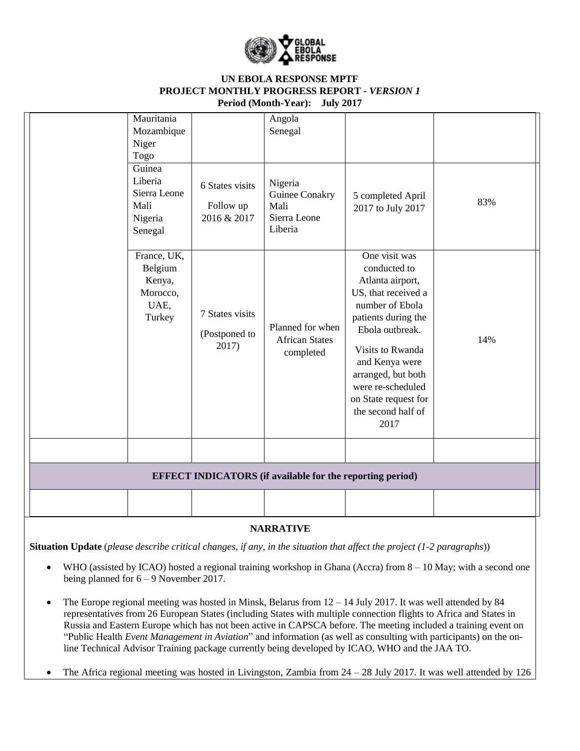**UN EBOLA RESPONSE MPTF**
**PROJECT MONTHLY PROGRESS REPORT - *VERSION 1***
**Period (Month-Year): July 2017**

| | | | | | |
|---|---|---|---|---|---|
| | Mauritania<br>Mozambique<br>Niger<br>Togo | | Angola<br>Senegal | | |
| | Guinea<br>Liberia<br>Sierra Leone<br>Mali<br>Nigeria<br>Senegal | 6 States visits<br>Follow up 2016 & 2017 | Nigeria<br>Guinee Conakry<br>Mali<br>Sierra Leone<br>Liberia | 5 completed April 2017 to July 2017 | 83% |
| | France, UK, Belgium<br>Kenya, Morocco, UAE, Turkey | 7 States visits<br>(Postponed to 2017) | Planned for when African States completed | One visit was conducted to Atlanta airport, US, that received a number of Ebola patients during the Ebola outbreak.<br>Visits to Rwanda and Kenya were arranged, but both were re-scheduled on State request for the second half of 2017 | 14% |
| | | | | | |
| **EFFECT INDICATORS (if available for the reporting period)** | | | | | |
| | | | | | |

## NARRATIVE

**Situation Update** (*please describe critical changes, if any, in the situation that affect the project (1-2 paragraphs)*)

- WHO (assisted by ICAO) hosted a regional training workshop in Ghana (Accra) from 8 – 10 May; with a second one being planned for 6 – 9 November 2017.
- The Europe regional meeting was hosted in Minsk, Belarus from 12 – 14 July 2017. It was well attended by 84 representatives from 26 European States (including States with multiple connection flights to Africa and States in Russia and Eastern Europe which has not been active in CAPSCA before. The meeting included a training event on "Public Health *Event Management in Aviation*" and information (as well as consulting with participants) on the on-line Technical Advisor Training package currently being developed by ICAO, WHO and the JAA TO.
- The Africa regional meeting was hosted in Livingston, Zambia from 24 – 28 July 2017. It was well attended by 126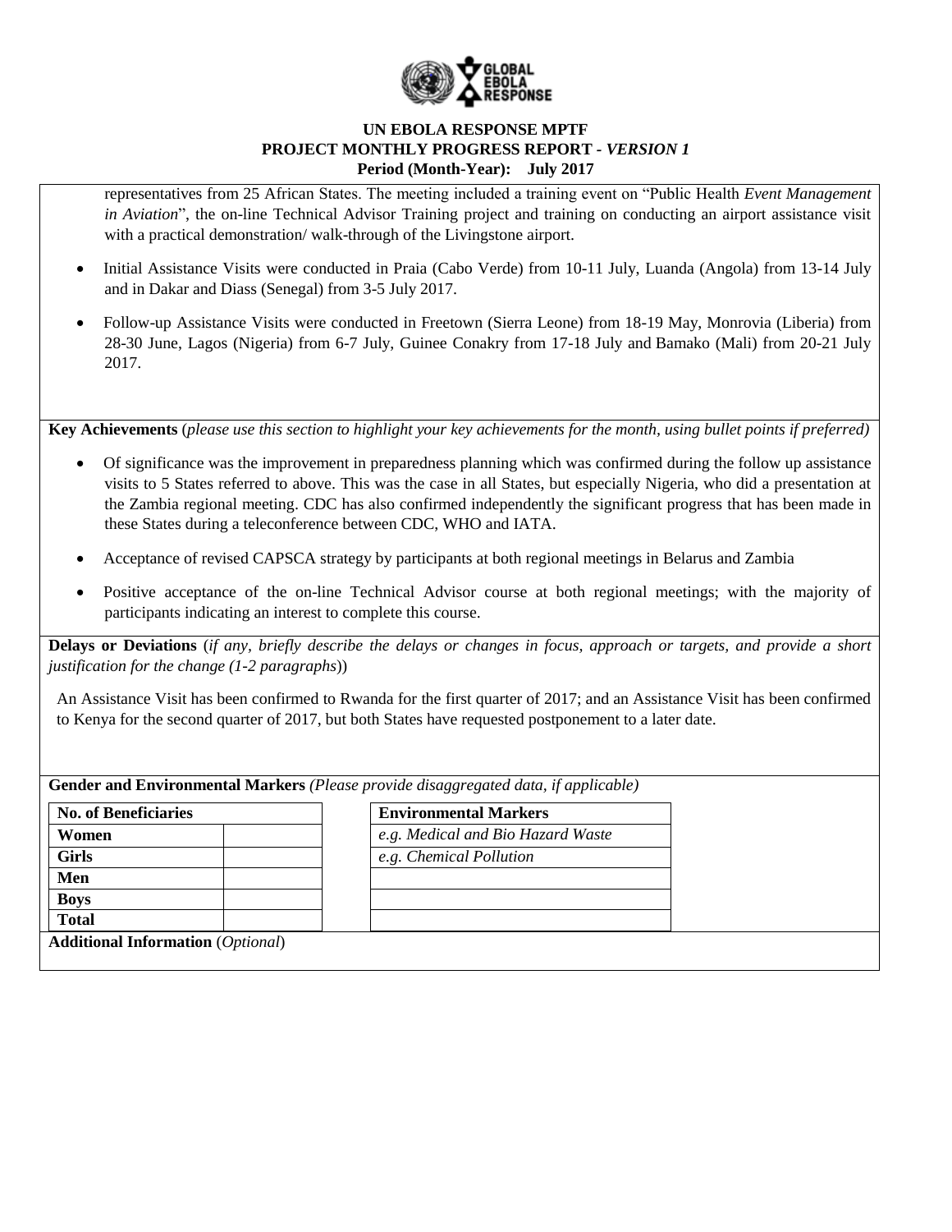representatives from 25 African States. The meeting included a training event on "Public Health *Event Management in Aviation*", the on-line Technical Advisor Training project and training on conducting an airport assistance visit with a practical demonstration/ walk-through of the Livingstone airport.

- Initial Assistance Visits were conducted in Praia (Cabo Verde) from 10-11 July, Luanda (Angola) from 13-14 July and in Dakar and Diass (Senegal) from 3-5 July 2017.
- Follow-up Assistance Visits were conducted in Freetown (Sierra Leone) from 18-19 May, Monrovia (Liberia) from 28-30 June, Lagos (Nigeria) from 6-7 July, Guinee Conakry from 17-18 July and Bamako (Mali) from 20-21 July 2017.

**Key Achievements** (*please use this section to highlight your key achievements for the month, using bullet points if preferred)*

- Of significance was the improvement in preparedness planning which was confirmed during the follow up assistance visits to 5 States referred to above. This was the case in all States, but especially Nigeria, who did a presentation at the Zambia regional meeting. CDC has also confirmed independently the significant progress that has been made in these States during a teleconference between CDC, WHO and IATA.
- Acceptance of revised CAPSCA strategy by participants at both regional meetings in Belarus and Zambia
- Positive acceptance of the on-line Technical Advisor course at both regional meetings; with the majority of participants indicating an interest to complete this course.

**Delays or Deviations** (*if any, briefly describe the delays or changes in focus, approach or targets, and provide a short justification for the change (1-2 paragraphs)*)

An Assistance Visit has been confirmed to Rwanda for the first quarter of 2017; and an Assistance Visit has been confirmed to Kenya for the second quarter of 2017, but both States have requested postponement to a later date.

**Gender and Environmental Markers** *(Please provide disaggregated data, if applicable)*

| No. of Beneficiaries | |
|---|---|
| **Women** | |
| **Girls** | |
| **Men** | |
| **Boys** | |
| **Total** | |

| Environmental Markers |
|---|
| *e.g. Medical and Bio Hazard Waste* |
| *e.g. Chemical Pollution* |
| |
| |
| |

**Additional Information** (*Optional*)